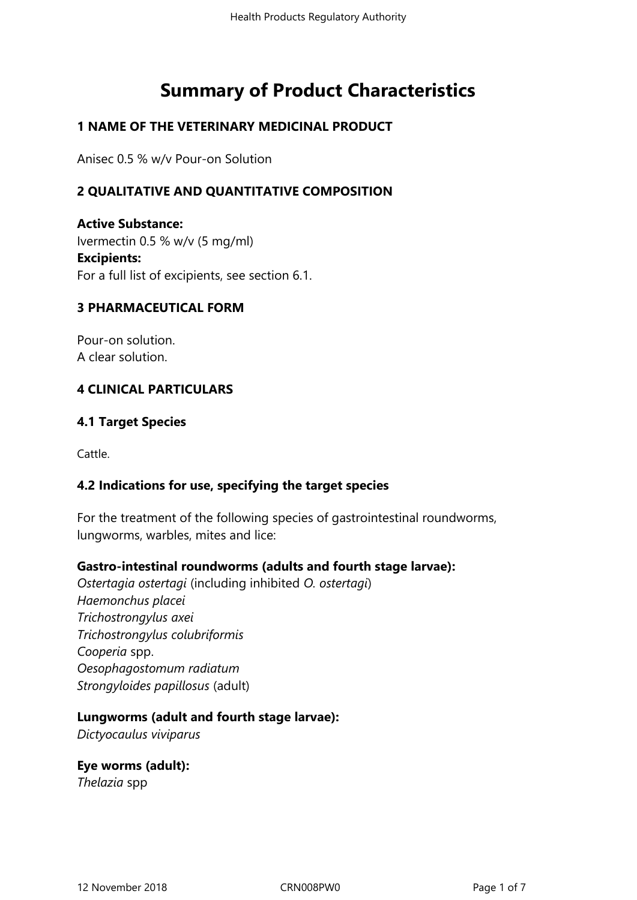# Summary of Product Characteristics

## 1 NAME OF THE VETERINARY MEDICINAL PRODUCT

Anisec 0.5 % w/v Pour-on Solution

## 2 QUALITATIVE AND QUANTITATIVE COMPOSITION

**Active Substance:**
Ivermectin 0.5 % w/v (5 mg/ml)
**Excipients:**
For a full list of excipients, see section 6.1.

## 3 PHARMACEUTICAL FORM

Pour-on solution.
A clear solution.

## 4 CLINICAL PARTICULARS

### 4.1 Target Species

Cattle.

### 4.2 Indications for use, specifying the target species

For the treatment of the following species of gastrointestinal roundworms, lungworms, warbles, mites and lice:

**Gastro-intestinal roundworms (adults and fourth stage larvae):**
*Ostertagia ostertagi* (including inhibited *O. ostertagi*)
*Haemonchus placei*
*Trichostrongylus axei*
*Trichostrongylus colubriformis*
*Cooperia* spp.
*Oesophagostomum radiatum*
*Strongyloides papillosus* (adult)

**Lungworms (adult and fourth stage larvae):**
*Dictyocaulus viviparus*

**Eye worms (adult):**
*Thelazia* spp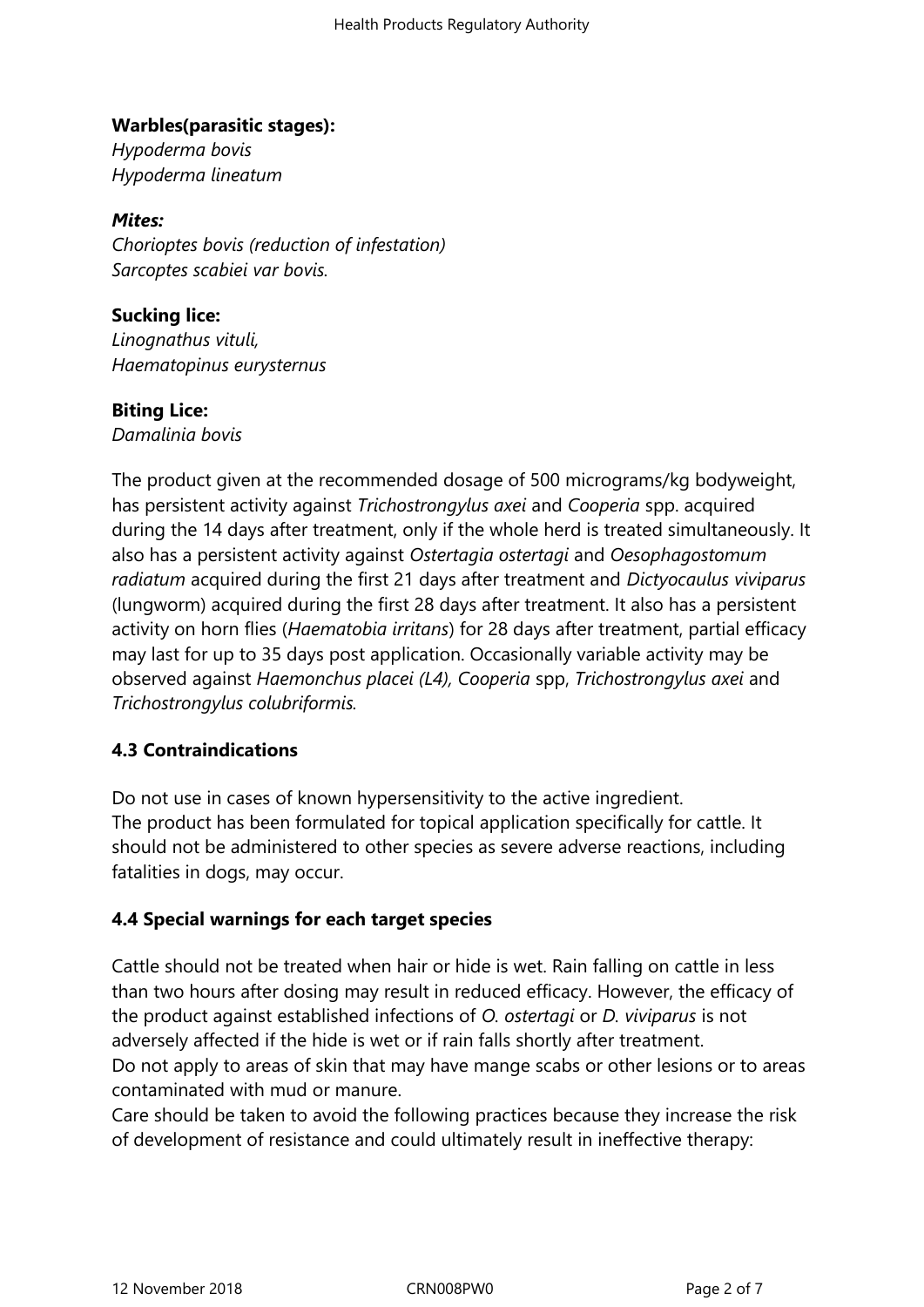**Warbles(parasitic stages):**
*Hypoderma bovis*
*Hypoderma lineatum*

***Mites:***
*Chorioptes bovis (reduction of infestation)*
*Sarcoptes scabiei var bovis.*

**Sucking lice:**
*Linognathus vituli,*
*Haematopinus eurysternus*

**Biting Lice:**
*Damalinia bovis*

The product given at the recommended dosage of 500 micrograms/kg bodyweight, has persistent activity against *Trichostrongylus axei* and *Cooperia* spp. acquired during the 14 days after treatment, only if the whole herd is treated simultaneously. It also has a persistent activity against *Ostertagia ostertagi* and *Oesophagostomum radiatum* acquired during the first 21 days after treatment and *Dictyocaulus viviparus* (lungworm) acquired during the first 28 days after treatment. It also has a persistent activity on horn flies (*Haematobia irritans*) for 28 days after treatment, partial efficacy may last for up to 35 days post application. Occasionally variable activity may be observed against *Haemonchus placei (L4), Cooperia* spp, *Trichostrongylus axei* and *Trichostrongylus colubriformis.*

### 4.3 Contraindications

Do not use in cases of known hypersensitivity to the active ingredient.
The product has been formulated for topical application specifically for cattle. It should not be administered to other species as severe adverse reactions, including fatalities in dogs, may occur.

### 4.4 Special warnings for each target species

Cattle should not be treated when hair or hide is wet. Rain falling on cattle in less than two hours after dosing may result in reduced efficacy. However, the efficacy of the product against established infections of *O. ostertagi* or *D. viviparus* is not adversely affected if the hide is wet or if rain falls shortly after treatment.
Do not apply to areas of skin that may have mange scabs or other lesions or to areas contaminated with mud or manure.
Care should be taken to avoid the following practices because they increase the risk of development of resistance and could ultimately result in ineffective therapy: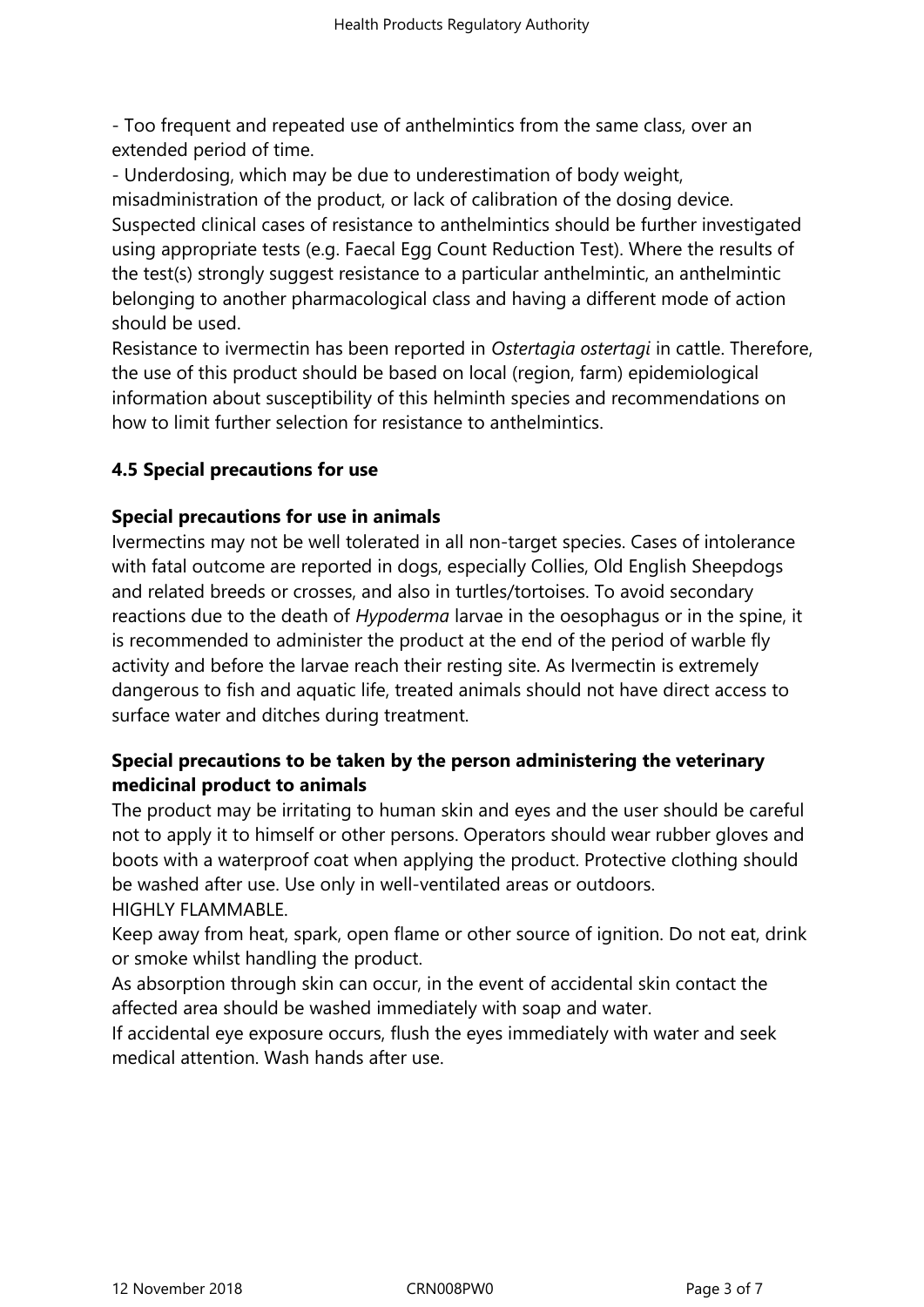- Too frequent and repeated use of anthelmintics from the same class, over an extended period of time.
- Underdosing, which may be due to underestimation of body weight, misadministration of the product, or lack of calibration of the dosing device.

Suspected clinical cases of resistance to anthelmintics should be further investigated using appropriate tests (e.g. Faecal Egg Count Reduction Test). Where the results of the test(s) strongly suggest resistance to a particular anthelmintic, an anthelmintic belonging to another pharmacological class and having a different mode of action should be used.

Resistance to ivermectin has been reported in *Ostertagia ostertagi* in cattle. Therefore, the use of this product should be based on local (region, farm) epidemiological information about susceptibility of this helminth species and recommendations on how to limit further selection for resistance to anthelmintics.

## 4.5 Special precautions for use

### Special precautions for use in animals

Ivermectins may not be well tolerated in all non-target species. Cases of intolerance with fatal outcome are reported in dogs, especially Collies, Old English Sheepdogs and related breeds or crosses, and also in turtles/tortoises. To avoid secondary reactions due to the death of *Hypoderma* larvae in the oesophagus or in the spine, it is recommended to administer the product at the end of the period of warble fly activity and before the larvae reach their resting site. As Ivermectin is extremely dangerous to fish and aquatic life, treated animals should not have direct access to surface water and ditches during treatment.

### Special precautions to be taken by the person administering the veterinary medicinal product to animals

The product may be irritating to human skin and eyes and the user should be careful not to apply it to himself or other persons. Operators should wear rubber gloves and boots with a waterproof coat when applying the product. Protective clothing should be washed after use. Use only in well-ventilated areas or outdoors.

HIGHLY FLAMMABLE.

Keep away from heat, spark, open flame or other source of ignition. Do not eat, drink or smoke whilst handling the product.

As absorption through skin can occur, in the event of accidental skin contact the affected area should be washed immediately with soap and water.

If accidental eye exposure occurs, flush the eyes immediately with water and seek medical attention. Wash hands after use.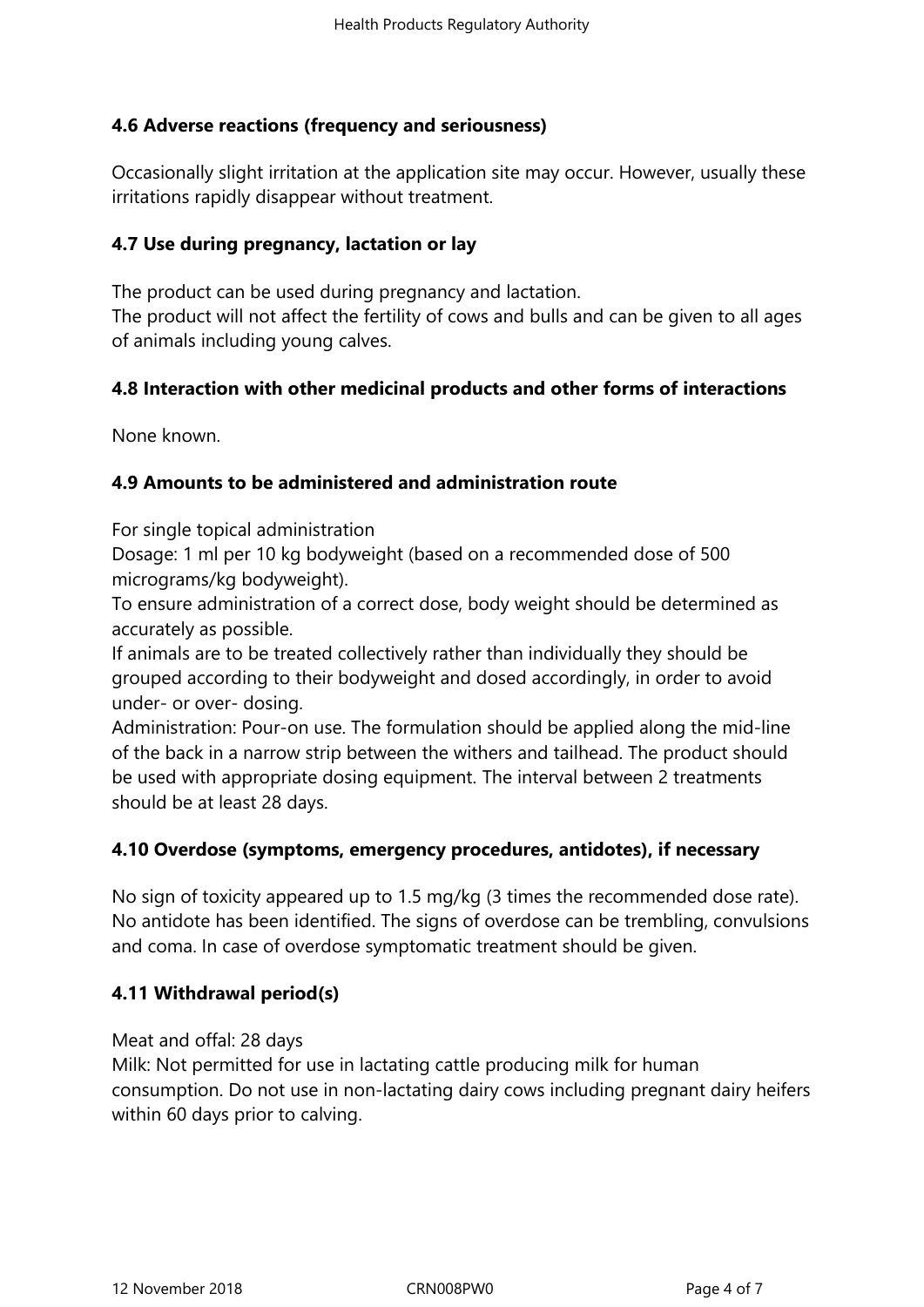### 4.6 Adverse reactions (frequency and seriousness)

Occasionally slight irritation at the application site may occur. However, usually these irritations rapidly disappear without treatment.

### 4.7 Use during pregnancy, lactation or lay

The product can be used during pregnancy and lactation.
The product will not affect the fertility of cows and bulls and can be given to all ages of animals including young calves.

### 4.8 Interaction with other medicinal products and other forms of interactions

None known.

### 4.9 Amounts to be administered and administration route

For single topical administration
Dosage: 1 ml per 10 kg bodyweight (based on a recommended dose of 500 micrograms/kg bodyweight).
To ensure administration of a correct dose, body weight should be determined as accurately as possible.
If animals are to be treated collectively rather than individually they should be grouped according to their bodyweight and dosed accordingly, in order to avoid under- or over- dosing.
Administration: Pour-on use. The formulation should be applied along the mid-line of the back in a narrow strip between the withers and tailhead. The product should be used with appropriate dosing equipment. The interval between 2 treatments should be at least 28 days.

### 4.10 Overdose (symptoms, emergency procedures, antidotes), if necessary

No sign of toxicity appeared up to 1.5 mg/kg (3 times the recommended dose rate). No antidote has been identified. The signs of overdose can be trembling, convulsions and coma. In case of overdose symptomatic treatment should be given.

### 4.11 Withdrawal period(s)

Meat and offal: 28 days
Milk: Not permitted for use in lactating cattle producing milk for human consumption. Do not use in non-lactating dairy cows including pregnant dairy heifers within 60 days prior to calving.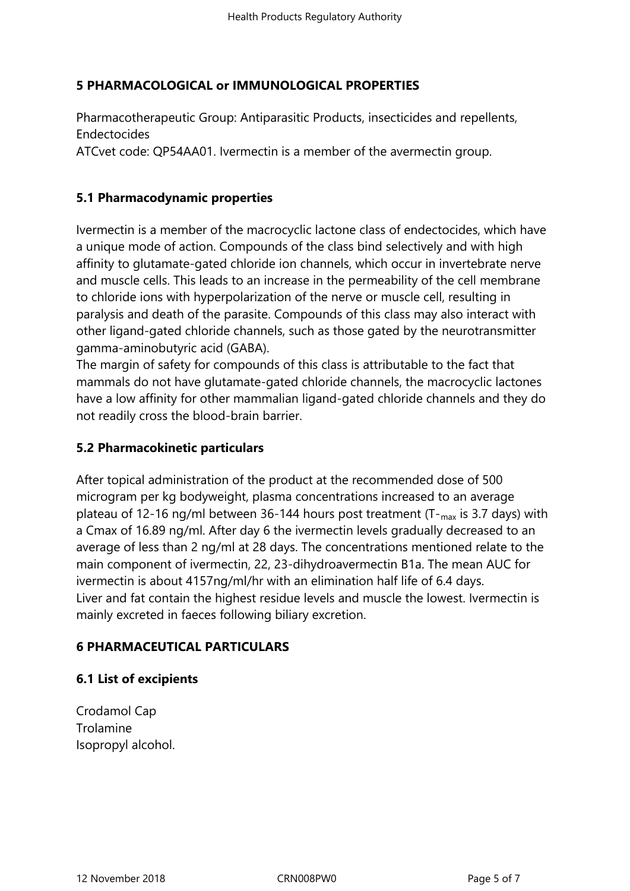## 5 PHARMACOLOGICAL or IMMUNOLOGICAL PROPERTIES

Pharmacotherapeutic Group: Antiparasitic Products, insecticides and repellents, Endectocides
ATCvet code: QP54AA01. Ivermectin is a member of the avermectin group.

### 5.1 Pharmacodynamic properties

Ivermectin is a member of the macrocyclic lactone class of endectocides, which have a unique mode of action. Compounds of the class bind selectively and with high affinity to glutamate-gated chloride ion channels, which occur in invertebrate nerve and muscle cells. This leads to an increase in the permeability of the cell membrane to chloride ions with hyperpolarization of the nerve or muscle cell, resulting in paralysis and death of the parasite. Compounds of this class may also interact with other ligand-gated chloride channels, such as those gated by the neurotransmitter gamma-aminobutyric acid (GABA).
The margin of safety for compounds of this class is attributable to the fact that mammals do not have glutamate-gated chloride channels, the macrocyclic lactones have a low affinity for other mammalian ligand-gated chloride channels and they do not readily cross the blood-brain barrier.

### 5.2 Pharmacokinetic particulars

After topical administration of the product at the recommended dose of 500 microgram per kg bodyweight, plasma concentrations increased to an average plateau of 12-16 ng/ml between 36-144 hours post treatment ($T_{max}$ is 3.7 days) with a Cmax of 16.89 ng/ml. After day 6 the ivermectin levels gradually decreased to an average of less than 2 ng/ml at 28 days. The concentrations mentioned relate to the main component of ivermectin, 22, 23-dihydroavermectin B1a. The mean AUC for ivermectin is about 4157ng/ml/hr with an elimination half life of 6.4 days.
Liver and fat contain the highest residue levels and muscle the lowest. Ivermectin is mainly excreted in faeces following biliary excretion.

## 6 PHARMACEUTICAL PARTICULARS

### 6.1 List of excipients

Crodamol Cap
Trolamine
Isopropyl alcohol.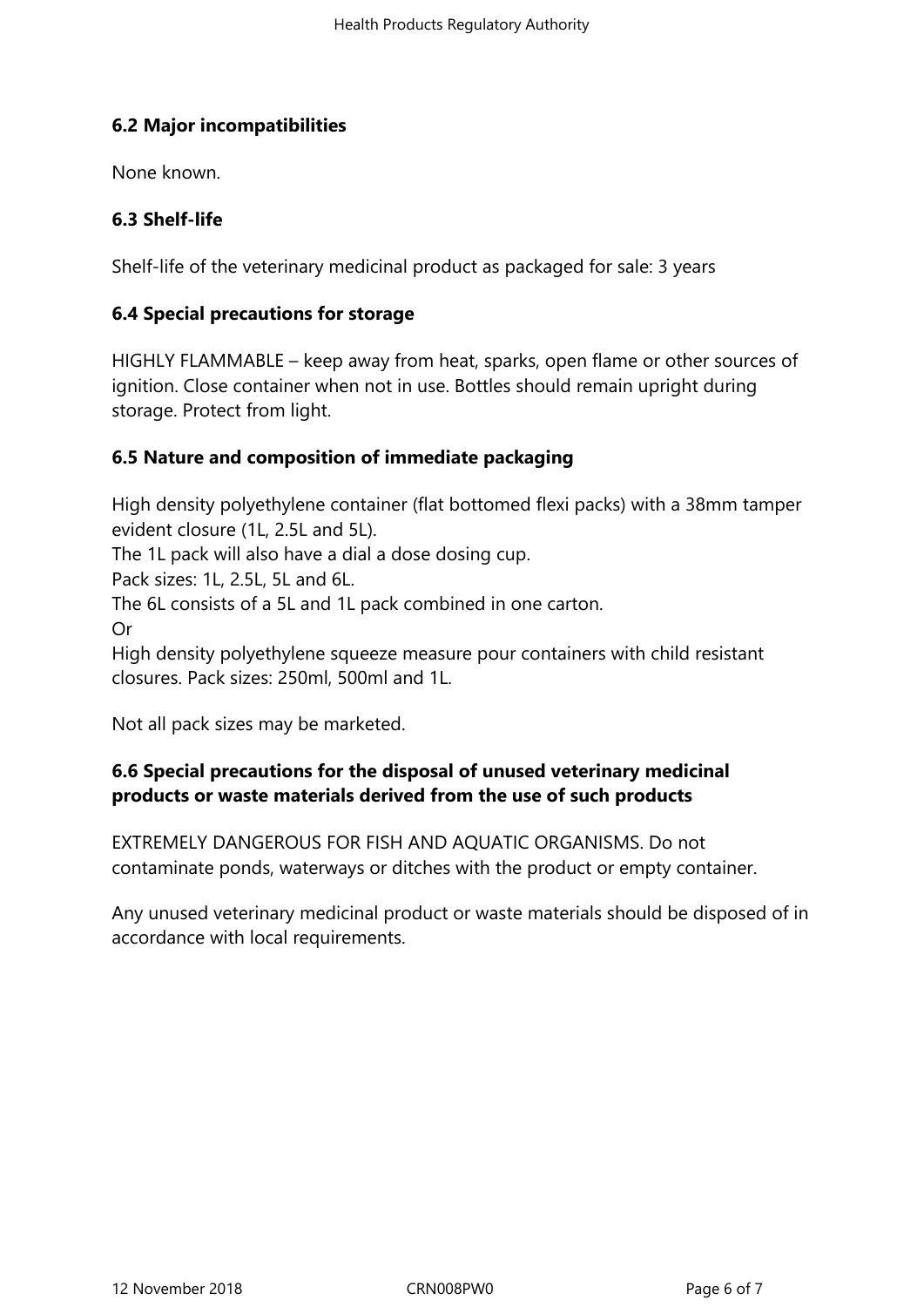### 6.2 Major incompatibilities

None known.

### 6.3 Shelf-life

Shelf-life of the veterinary medicinal product as packaged for sale: 3 years

### 6.4 Special precautions for storage

HIGHLY FLAMMABLE – keep away from heat, sparks, open flame or other sources of ignition. Close container when not in use. Bottles should remain upright during storage. Protect from light.

### 6.5 Nature and composition of immediate packaging

High density polyethylene container (flat bottomed flexi packs) with a 38mm tamper evident closure (1L, 2.5L and 5L).
The 1L pack will also have a dial a dose dosing cup.
Pack sizes: 1L, 2.5L, 5L and 6L.
The 6L consists of a 5L and 1L pack combined in one carton.
Or
High density polyethylene squeeze measure pour containers with child resistant closures. Pack sizes: 250ml, 500ml and 1L.

Not all pack sizes may be marketed.

### 6.6 Special precautions for the disposal of unused veterinary medicinal products or waste materials derived from the use of such products

EXTREMELY DANGEROUS FOR FISH AND AQUATIC ORGANISMS. Do not contaminate ponds, waterways or ditches with the product or empty container.

Any unused veterinary medicinal product or waste materials should be disposed of in accordance with local requirements.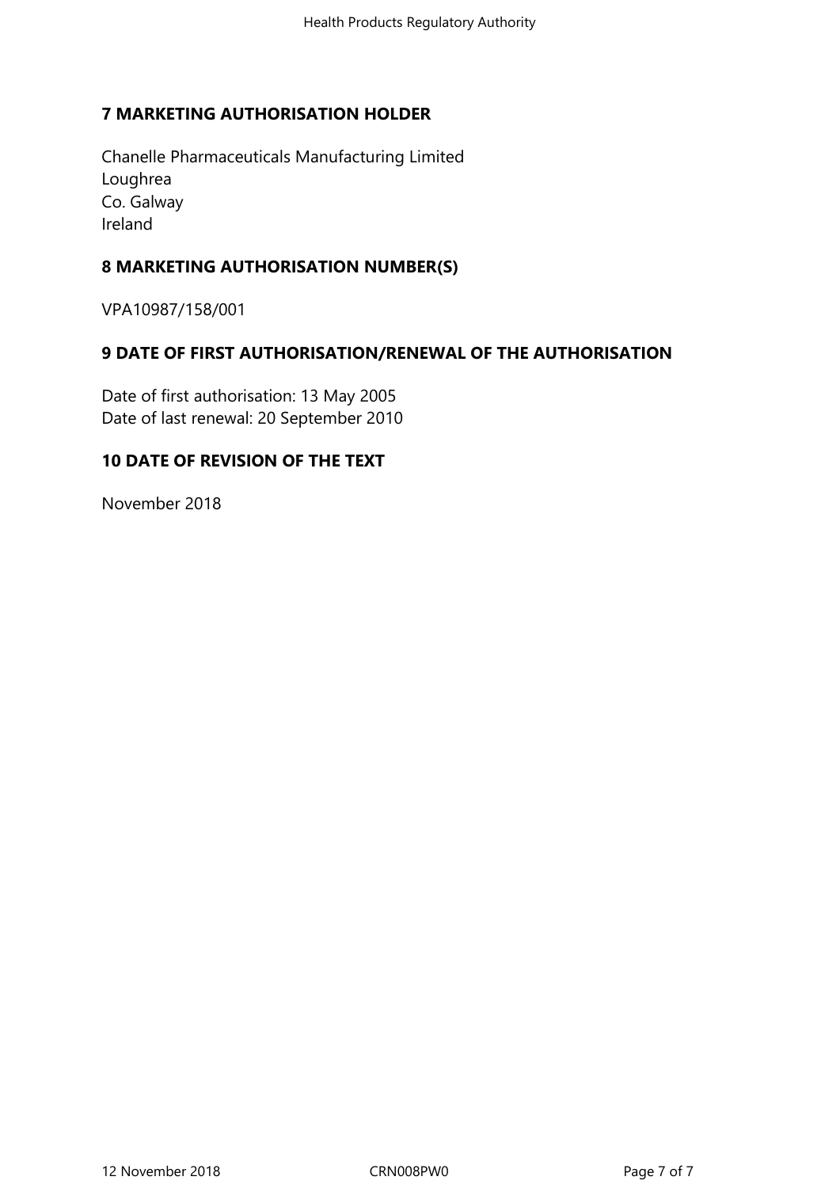## 7 MARKETING AUTHORISATION HOLDER

Chanelle Pharmaceuticals Manufacturing Limited
Loughrea
Co. Galway
Ireland

## 8 MARKETING AUTHORISATION NUMBER(S)

VPA10987/158/001

## 9 DATE OF FIRST AUTHORISATION/RENEWAL OF THE AUTHORISATION

Date of first authorisation: 13 May 2005
Date of last renewal: 20 September 2010

## 10 DATE OF REVISION OF THE TEXT

November 2018